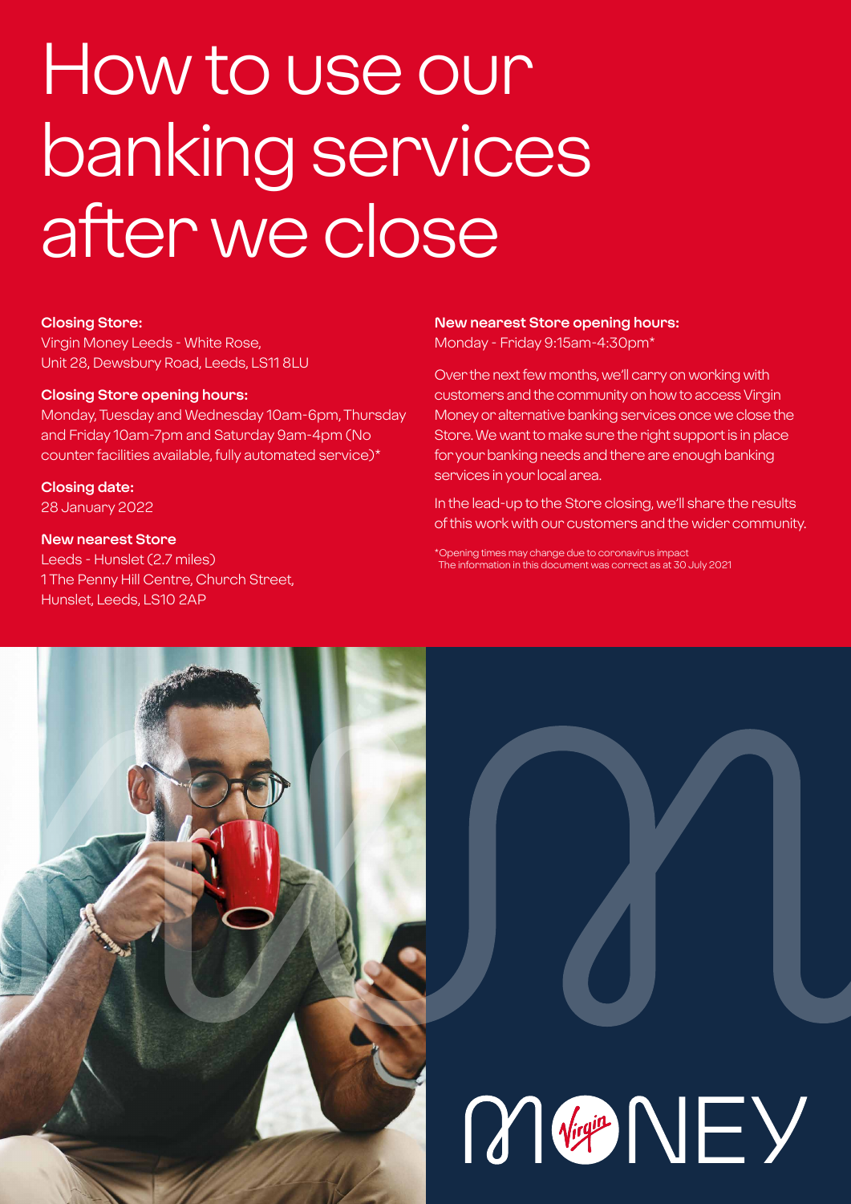# How to use our banking services after we close

**Closing Store:**
Virgin Money Leeds - White Rose, Unit 28, Dewsbury Road, Leeds, LS11 8LU

**Closing Store opening hours:**
Monday, Tuesday and Wednesday 10am-6pm, Thursday and Friday 10am-7pm and Saturday 9am-4pm (No counter facilities available, fully automated service)*

**Closing date:**
28 January 2022

**New nearest Store**
Leeds - Hunslet (2.7 miles)
1 The Penny Hill Centre, Church Street, Hunslet, Leeds, LS10 2AP

**New nearest Store opening hours:**
Monday - Friday 9:15am-4:30pm*

Over the next few months, we'll carry on working with customers and the community on how to access Virgin Money or alternative banking services once we close the Store. We want to make sure the right support is in place for your banking needs and there are enough banking services in your local area.

In the lead-up to the Store closing, we'll share the results of this work with our customers and the wider community.

*Opening times may change due to coronavirus impact
The information in this document was correct as at 30 July 2021

MONEY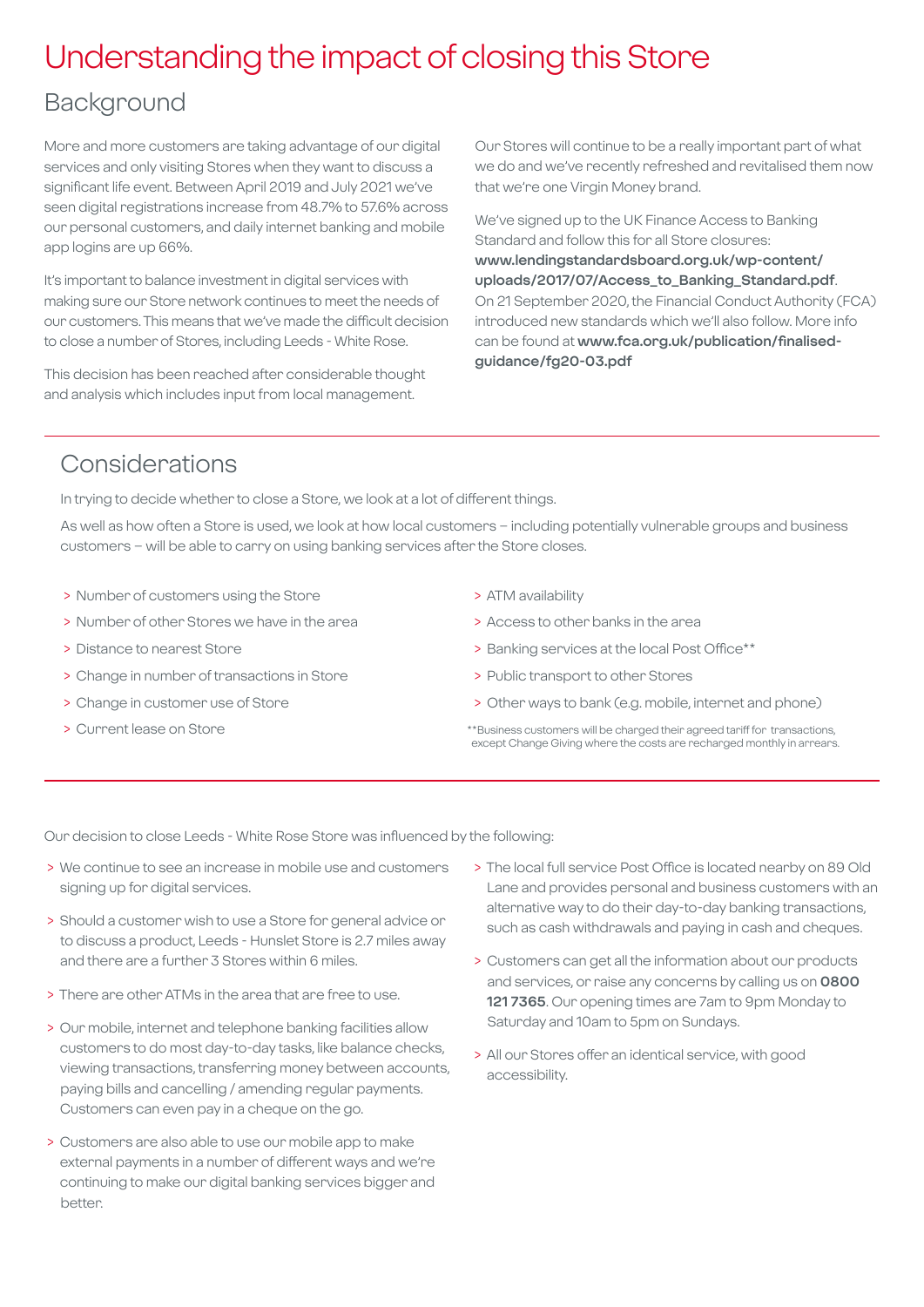# Understanding the impact of closing this Store

## Background

More and more customers are taking advantage of our digital services and only visiting Stores when they want to discuss a significant life event. Between April 2019 and July 2021 we've seen digital registrations increase from 48.7% to 57.6% across our personal customers, and daily internet banking and mobile app logins are up 66%.

It's important to balance investment in digital services with making sure our Store network continues to meet the needs of our customers. This means that we've made the difficult decision to close a number of Stores, including Leeds - White Rose.

This decision has been reached after considerable thought and analysis which includes input from local management.

Our Stores will continue to be a really important part of what we do and we've recently refreshed and revitalised them now that we're one Virgin Money brand.

We've signed up to the UK Finance Access to Banking Standard and follow this for all Store closures: **www.lendingstandardsboard.org.uk/wp-content/uploads/2017/07/Access_to_Banking_Standard.pdf**. On 21 September 2020, the Financial Conduct Authority (FCA) introduced new standards which we'll also follow. More info can be found at **www.fca.org.uk/publication/finalised-guidance/fg20-03.pdf**

## Considerations

In trying to decide whether to close a Store, we look at a lot of different things.

As well as how often a Store is used, we look at how local customers – including potentially vulnerable groups and business customers – will be able to carry on using banking services after the Store closes.

- Number of customers using the Store
- Number of other Stores we have in the area
- Distance to nearest Store
- Change in number of transactions in Store
- Change in customer use of Store
- Current lease on Store
- ATM availability
- Access to other banks in the area
- Banking services at the local Post Office**
- Public transport to other Stores
- Other ways to bank (e.g. mobile, internet and phone)

**Business customers will be charged their agreed tariff for transactions, except Change Giving where the costs are recharged monthly in arrears.

Our decision to close Leeds - White Rose Store was influenced by the following:

- We continue to see an increase in mobile use and customers signing up for digital services.
- Should a customer wish to use a Store for general advice or to discuss a product, Leeds - Hunslet Store is 2.7 miles away and there are a further 3 Stores within 6 miles.
- There are other ATMs in the area that are free to use.
- Our mobile, internet and telephone banking facilities allow customers to do most day-to-day tasks, like balance checks, viewing transactions, transferring money between accounts, paying bills and cancelling / amending regular payments. Customers can even pay in a cheque on the go.
- Customers are also able to use our mobile app to make external payments in a number of different ways and we're continuing to make our digital banking services bigger and better.
- The local full service Post Office is located nearby on 89 Old Lane and provides personal and business customers with an alternative way to do their day-to-day banking transactions, such as cash withdrawals and paying in cash and cheques.
- Customers can get all the information about our products and services, or raise any concerns by calling us on **0800 121 7365**. Our opening times are 7am to 9pm Monday to Saturday and 10am to 5pm on Sundays.
- All our Stores offer an identical service, with good accessibility.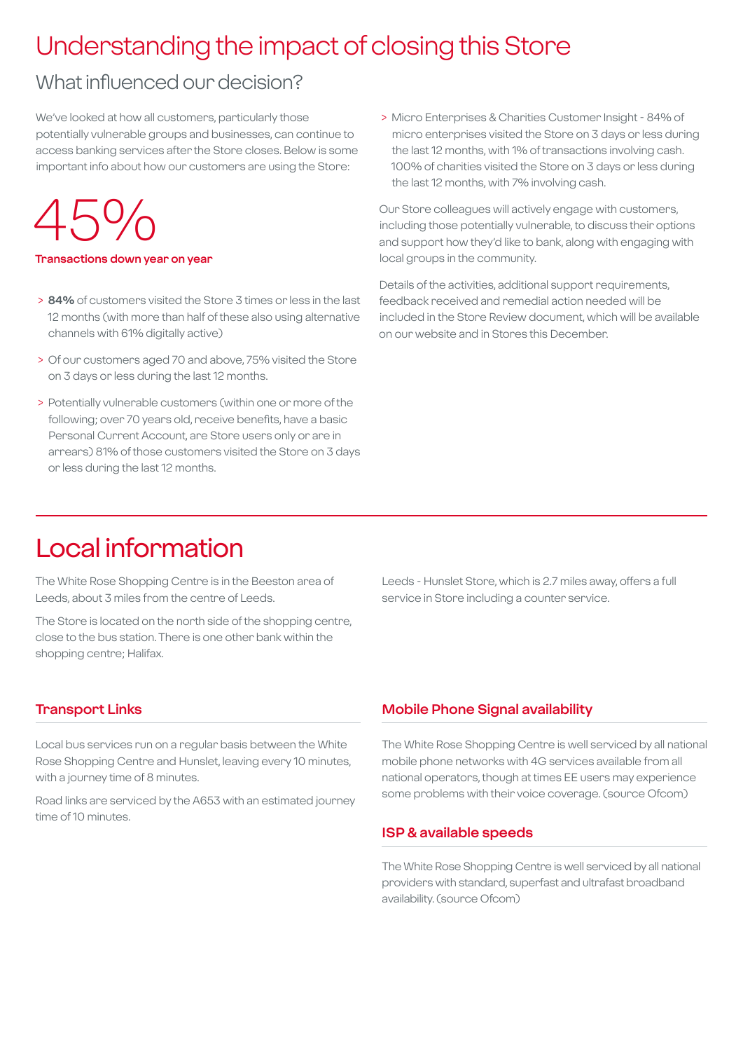# Understanding the impact of closing this Store

## What influenced our decision?

We've looked at how all customers, particularly those potentially vulnerable groups and businesses, can continue to access banking services after the Store closes. Below is some important info about how our customers are using the Store:

45%

**Transactions down year on year**

- **84%** of customers visited the Store 3 times or less in the last 12 months (with more than half of these also using alternative channels with 61% digitally active)
- Of our customers aged 70 and above, 75% visited the Store on 3 days or less during the last 12 months.
- Potentially vulnerable customers (within one or more of the following; over 70 years old, receive benefits, have a basic Personal Current Account, are Store users only or are in arrears) 81% of those customers visited the Store on 3 days or less during the last 12 months.
- Micro Enterprises & Charities Customer Insight - 84% of micro enterprises visited the Store on 3 days or less during the last 12 months, with 1% of transactions involving cash. 100% of charities visited the Store on 3 days or less during the last 12 months, with 7% involving cash.

Our Store colleagues will actively engage with customers, including those potentially vulnerable, to discuss their options and support how they'd like to bank, along with engaging with local groups in the community.

Details of the activities, additional support requirements, feedback received and remedial action needed will be included in the Store Review document, which will be available on our website and in Stores this December.

# Local information

The White Rose Shopping Centre is in the Beeston area of Leeds, about 3 miles from the centre of Leeds.

The Store is located on the north side of the shopping centre, close to the bus station. There is one other bank within the shopping centre; Halifax.

Leeds - Hunslet Store, which is 2.7 miles away, offers a full service in Store including a counter service.

### Transport Links

Local bus services run on a regular basis between the White Rose Shopping Centre and Hunslet, leaving every 10 minutes, with a journey time of 8 minutes.

Road links are serviced by the A653 with an estimated journey time of 10 minutes.

### Mobile Phone Signal availability

The White Rose Shopping Centre is well serviced by all national mobile phone networks with 4G services available from all national operators, though at times EE users may experience some problems with their voice coverage. (source Ofcom)

### ISP & available speeds

The White Rose Shopping Centre is well serviced by all national providers with standard, superfast and ultrafast broadband availability. (source Ofcom)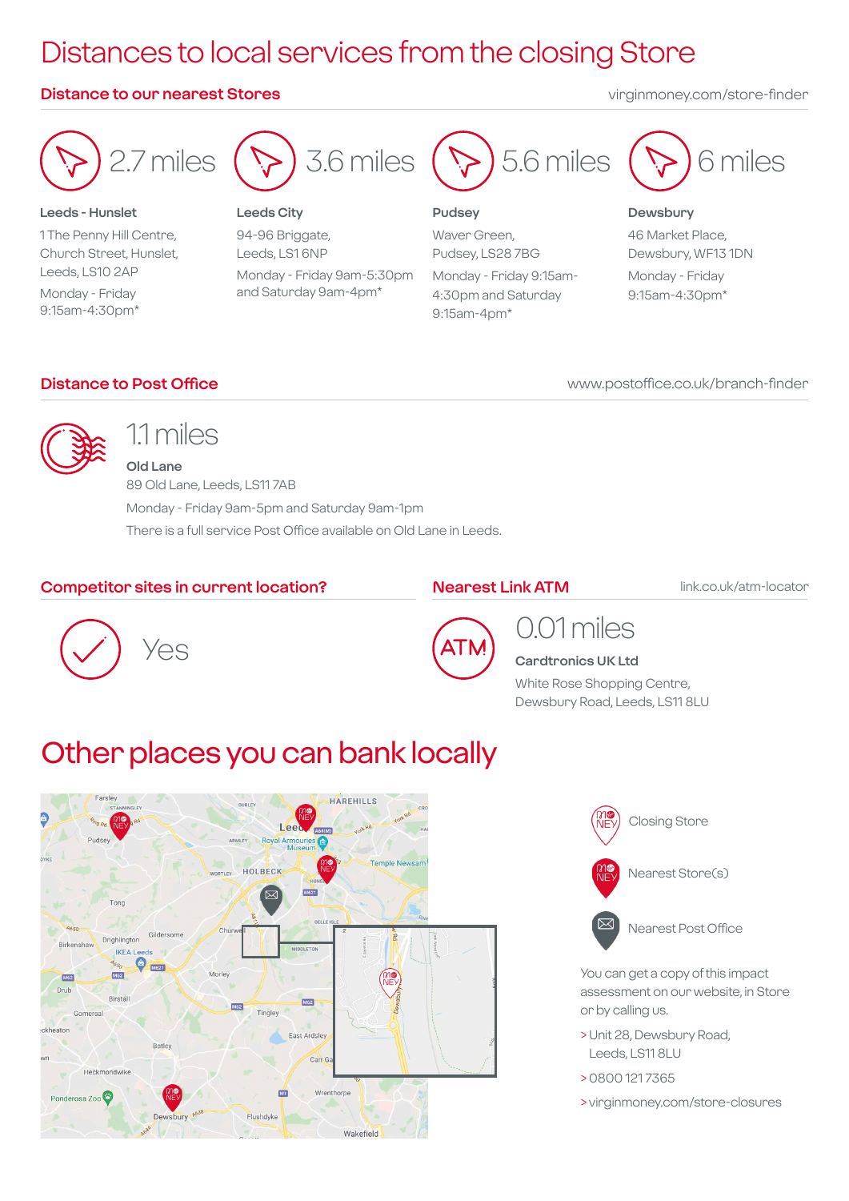# Distances to local services from the closing Store

## Distance to our nearest Stores

virginmoney.com/store-finder

**2.7 miles**

**Leeds - Hunslet**

1 The Penny Hill Centre, Church Street, Hunslet, Leeds, LS10 2AP

Monday - Friday 9:15am-4:30pm*

**3.6 miles**

**Leeds City**

94-96 Briggate, Leeds, LS1 6NP

Monday - Friday 9am-5:30pm and Saturday 9am-4pm*

**5.6 miles**

**Pudsey**

Waver Green, Pudsey, LS28 7BG

Monday - Friday 9:15am-4:30pm and Saturday 9:15am-4pm*

**6 miles**

**Dewsbury**

46 Market Place, Dewsbury, WF13 1DN

Monday - Friday 9:15am-4:30pm*

## Distance to Post Office

www.postoffice.co.uk/branch-finder

**1.1 miles**

**Old Lane**

89 Old Lane, Leeds, LS11 7AB

Monday - Friday 9am-5pm and Saturday 9am-1pm

There is a full service Post Office available on Old Lane in Leeds.

## Competitor sites in current location?

Yes

## Nearest Link ATM

link.co.uk/atm-locator

**0.01 miles**

**Cardtronics UK Ltd**

White Rose Shopping Centre, Dewsbury Road, Leeds, LS11 8LU

# Other places you can bank locally

- Closing Store
- Nearest Store(s)
- Nearest Post Office

You can get a copy of this impact assessment on our website, in Store or by calling us.

> Unit 28, Dewsbury Road, Leeds, LS11 8LU

> 0800 121 7365

> virginmoney.com/store-closures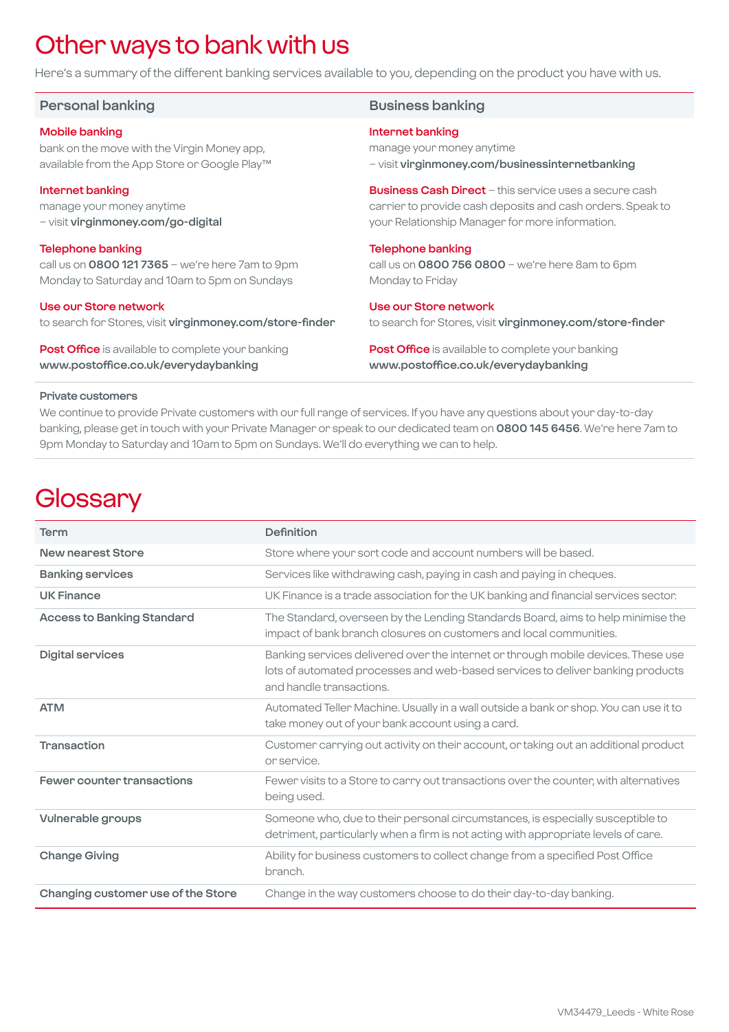# Other ways to bank with us

Here's a summary of the different banking services available to you, depending on the product you have with us.

## Personal banking

**Mobile banking**
bank on the move with the Virgin Money app, available from the App Store or Google Play™

**Internet banking**
manage your money anytime
– visit **virginmoney.com/go-digital**

**Telephone banking**
call us on **0800 121 7365** – we're here 7am to 9pm Monday to Saturday and 10am to 5pm on Sundays

**Use our Store network**
to search for Stores, visit **virginmoney.com/store-finder**

**Post Office** is available to complete your banking
**www.postoffice.co.uk/everydaybanking**

## Business banking

**Internet banking**
manage your money anytime
– visit **virginmoney.com/businessinternetbanking**

**Business Cash Direct** – this service uses a secure cash carrier to provide cash deposits and cash orders. Speak to your Relationship Manager for more information.

**Telephone banking**
call us on **0800 756 0800** – we're here 8am to 6pm Monday to Friday

**Use our Store network**
to search for Stores, visit **virginmoney.com/store-finder**

**Post Office** is available to complete your banking
**www.postoffice.co.uk/everydaybanking**

**Private customers**

We continue to provide Private customers with our full range of services. If you have any questions about your day-to-day banking, please get in touch with your Private Manager or speak to our dedicated team on **0800 145 6456**. We're here 7am to 9pm Monday to Saturday and 10am to 5pm on Sundays. We'll do everything we can to help.

# Glossary

| Term | Definition |
|---|---|
| **New nearest Store** | Store where your sort code and account numbers will be based. |
| **Banking services** | Services like withdrawing cash, paying in cash and paying in cheques. |
| **UK Finance** | UK Finance is a trade association for the UK banking and financial services sector. |
| **Access to Banking Standard** | The Standard, overseen by the Lending Standards Board, aims to help minimise the impact of bank branch closures on customers and local communities. |
| **Digital services** | Banking services delivered over the internet or through mobile devices. These use lots of automated processes and web-based services to deliver banking products and handle transactions. |
| **ATM** | Automated Teller Machine. Usually in a wall outside a bank or shop. You can use it to take money out of your bank account using a card. |
| **Transaction** | Customer carrying out activity on their account, or taking out an additional product or service. |
| **Fewer counter transactions** | Fewer visits to a Store to carry out transactions over the counter, with alternatives being used. |
| **Vulnerable groups** | Someone who, due to their personal circumstances, is especially susceptible to detriment, particularly when a firm is not acting with appropriate levels of care. |
| **Change Giving** | Ability for business customers to collect change from a specified Post Office branch. |
| **Changing customer use of the Store** | Change in the way customers choose to do their day-to-day banking. |

VM34479_Leeds - White Rose